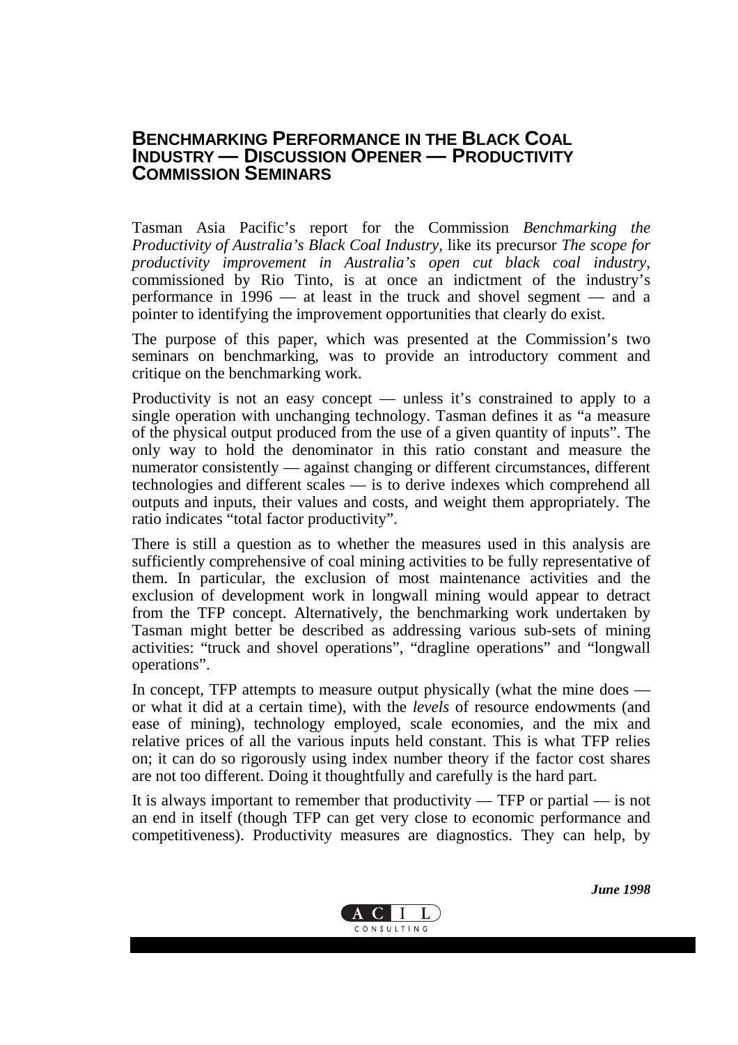# Benchmarking Performance in the Black Coal Industry — Discussion Opener — Productivity Commission Seminars

Tasman Asia Pacific's report for the Commission *Benchmarking the Productivity of Australia's Black Coal Industry*, like its precursor *The scope for productivity improvement in Australia's open cut black coal industry*, commissioned by Rio Tinto, is at once an indictment of the industry's performance in 1996 — at least in the truck and shovel segment — and a pointer to identifying the improvement opportunities that clearly do exist.

The purpose of this paper, which was presented at the Commission's two seminars on benchmarking, was to provide an introductory comment and critique on the benchmarking work.

Productivity is not an easy concept — unless it's constrained to apply to a single operation with unchanging technology. Tasman defines it as "a measure of the physical output produced from the use of a given quantity of inputs". The only way to hold the denominator in this ratio constant and measure the numerator consistently — against changing or different circumstances, different technologies and different scales — is to derive indexes which comprehend all outputs and inputs, their values and costs, and weight them appropriately. The ratio indicates "total factor productivity".

There is still a question as to whether the measures used in this analysis are sufficiently comprehensive of coal mining activities to be fully representative of them. In particular, the exclusion of most maintenance activities and the exclusion of development work in longwall mining would appear to detract from the TFP concept. Alternatively, the benchmarking work undertaken by Tasman might better be described as addressing various sub-sets of mining activities: "truck and shovel operations", "dragline operations" and "longwall operations".

In concept, TFP attempts to measure output physically (what the mine does — or what it did at a certain time), with the *levels* of resource endowments (and ease of mining), technology employed, scale economies, and the mix and relative prices of all the various inputs held constant. This is what TFP relies on; it can do so rigorously using index number theory if the factor cost shares are not too different. Doing it thoughtfully and carefully is the hard part.

It is always important to remember that productivity — TFP or partial — is not an end in itself (though TFP can get very close to economic performance and competitiveness). Productivity measures are diagnostics. They can help, by

***June 1998***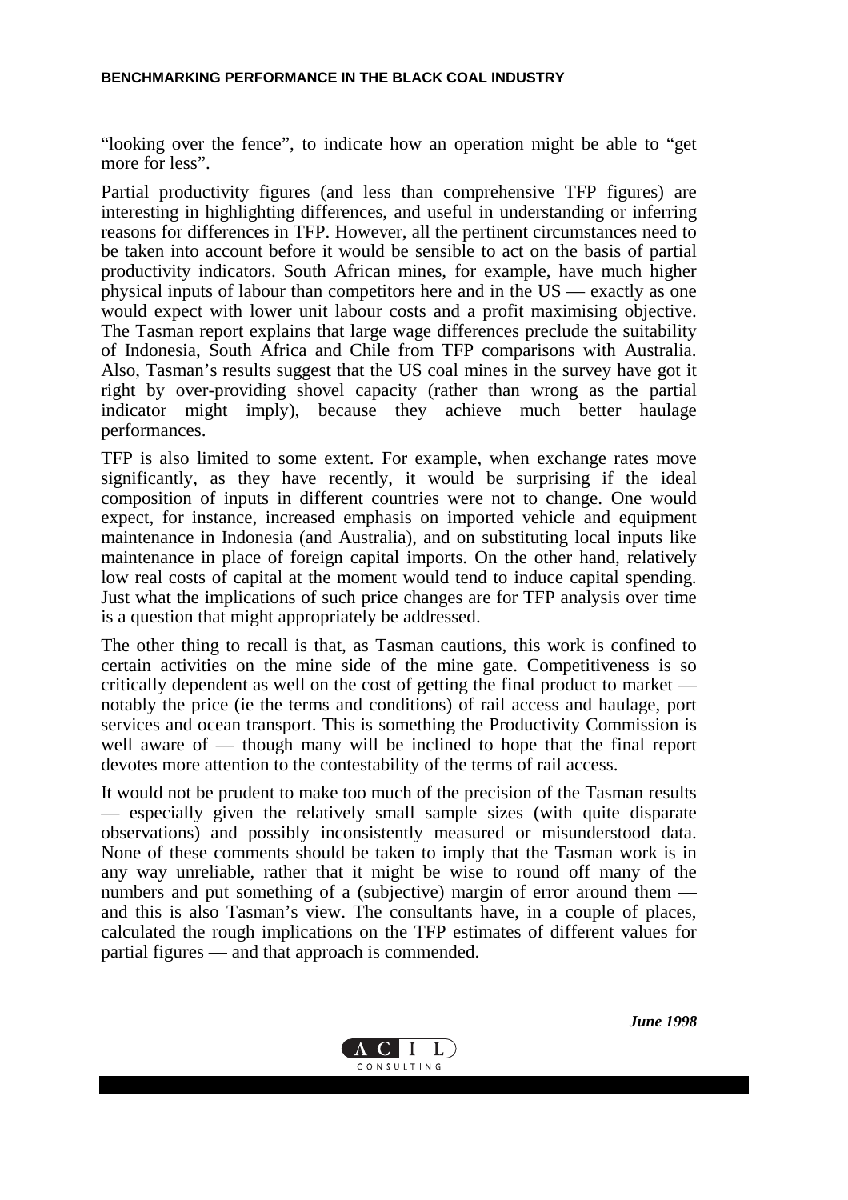"looking over the fence", to indicate how an operation might be able to "get more for less".

Partial productivity figures (and less than comprehensive TFP figures) are interesting in highlighting differences, and useful in understanding or inferring reasons for differences in TFP. However, all the pertinent circumstances need to be taken into account before it would be sensible to act on the basis of partial productivity indicators. South African mines, for example, have much higher physical inputs of labour than competitors here and in the US — exactly as one would expect with lower unit labour costs and a profit maximising objective. The Tasman report explains that large wage differences preclude the suitability of Indonesia, South Africa and Chile from TFP comparisons with Australia. Also, Tasman's results suggest that the US coal mines in the survey have got it right by over-providing shovel capacity (rather than wrong as the partial indicator might imply), because they achieve much better haulage performances.

TFP is also limited to some extent. For example, when exchange rates move significantly, as they have recently, it would be surprising if the ideal composition of inputs in different countries were not to change. One would expect, for instance, increased emphasis on imported vehicle and equipment maintenance in Indonesia (and Australia), and on substituting local inputs like maintenance in place of foreign capital imports. On the other hand, relatively low real costs of capital at the moment would tend to induce capital spending. Just what the implications of such price changes are for TFP analysis over time is a question that might appropriately be addressed.

The other thing to recall is that, as Tasman cautions, this work is confined to certain activities on the mine side of the mine gate. Competitiveness is so critically dependent as well on the cost of getting the final product to market — notably the price (ie the terms and conditions) of rail access and haulage, port services and ocean transport. This is something the Productivity Commission is well aware of — though many will be inclined to hope that the final report devotes more attention to the contestability of the terms of rail access.

It would not be prudent to make too much of the precision of the Tasman results — especially given the relatively small sample sizes (with quite disparate observations) and possibly inconsistently measured or misunderstood data. None of these comments should be taken to imply that the Tasman work is in any way unreliable, rather that it might be wise to round off many of the numbers and put something of a (subjective) margin of error around them — and this is also Tasman's view. The consultants have, in a couple of places, calculated the rough implications on the TFP estimates of different values for partial figures — and that approach is commended.

***June 1998***

ACIL CONSULTING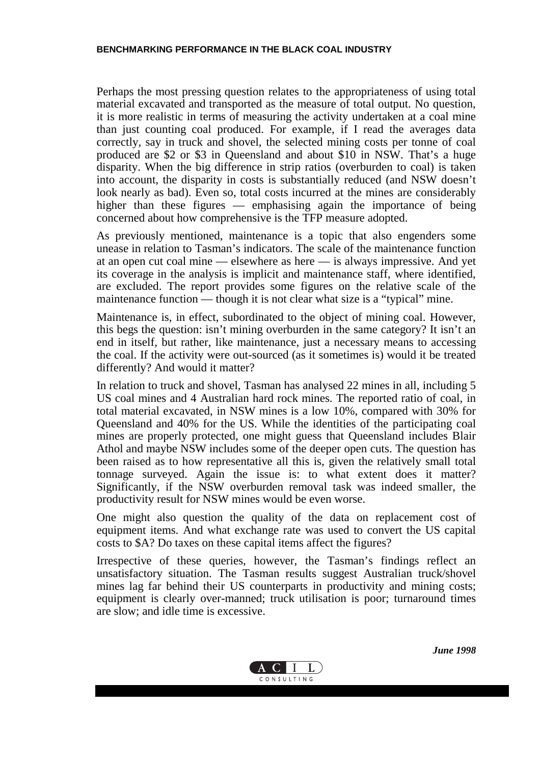Perhaps the most pressing question relates to the appropriateness of using total material excavated and transported as the measure of total output. No question, it is more realistic in terms of measuring the activity undertaken at a coal mine than just counting coal produced. For example, if I read the averages data correctly, say in truck and shovel, the selected mining costs per tonne of coal produced are $2 or $3 in Queensland and about $10 in NSW. That's a huge disparity. When the big difference in strip ratios (overburden to coal) is taken into account, the disparity in costs is substantially reduced (and NSW doesn't look nearly as bad). Even so, total costs incurred at the mines are considerably higher than these figures — emphasising again the importance of being concerned about how comprehensive is the TFP measure adopted.

As previously mentioned, maintenance is a topic that also engenders some unease in relation to Tasman's indicators. The scale of the maintenance function at an open cut coal mine — elsewhere as here — is always impressive. And yet its coverage in the analysis is implicit and maintenance staff, where identified, are excluded. The report provides some figures on the relative scale of the maintenance function — though it is not clear what size is a "typical" mine.

Maintenance is, in effect, subordinated to the object of mining coal. However, this begs the question: isn't mining overburden in the same category? It isn't an end in itself, but rather, like maintenance, just a necessary means to accessing the coal. If the activity were out-sourced (as it sometimes is) would it be treated differently? And would it matter?

In relation to truck and shovel, Tasman has analysed 22 mines in all, including 5 US coal mines and 4 Australian hard rock mines. The reported ratio of coal, in total material excavated, in NSW mines is a low 10%, compared with 30% for Queensland and 40% for the US. While the identities of the participating coal mines are properly protected, one might guess that Queensland includes Blair Athol and maybe NSW includes some of the deeper open cuts. The question has been raised as to how representative all this is, given the relatively small total tonnage surveyed. Again the issue is: to what extent does it matter? Significantly, if the NSW overburden removal task was indeed smaller, the productivity result for NSW mines would be even worse.

One might also question the quality of the data on replacement cost of equipment items. And what exchange rate was used to convert the US capital costs to $A? Do taxes on these capital items affect the figures?

Irrespective of these queries, however, the Tasman's findings reflect an unsatisfactory situation. The Tasman results suggest Australian truck/shovel mines lag far behind their US counterparts in productivity and mining costs; equipment is clearly over-manned; truck utilisation is poor; turnaround times are slow; and idle time is excessive.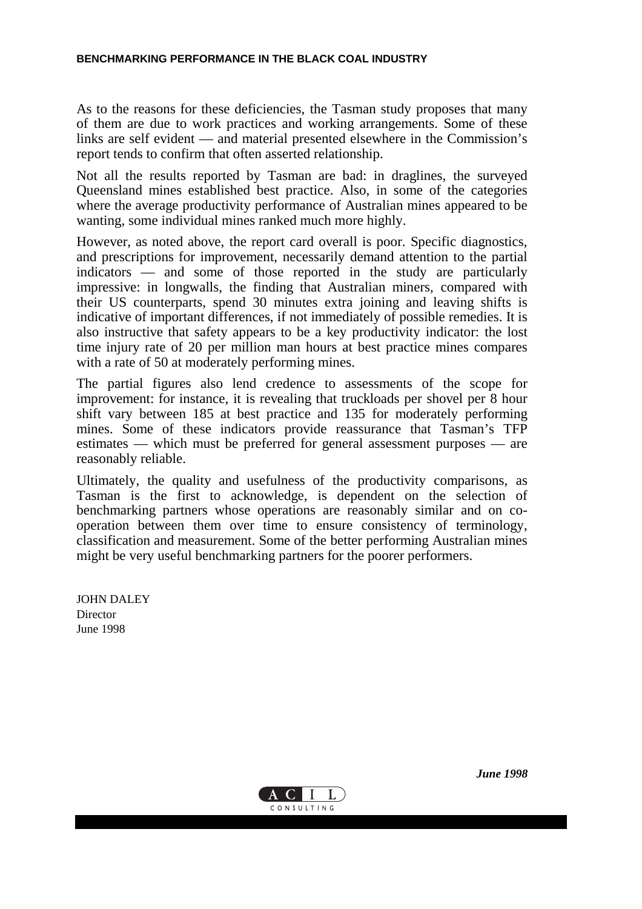As to the reasons for these deficiencies, the Tasman study proposes that many of them are due to work practices and working arrangements. Some of these links are self evident — and material presented elsewhere in the Commission's report tends to confirm that often asserted relationship.

Not all the results reported by Tasman are bad: in draglines, the surveyed Queensland mines established best practice. Also, in some of the categories where the average productivity performance of Australian mines appeared to be wanting, some individual mines ranked much more highly.

However, as noted above, the report card overall is poor. Specific diagnostics, and prescriptions for improvement, necessarily demand attention to the partial indicators — and some of those reported in the study are particularly impressive: in longwalls, the finding that Australian miners, compared with their US counterparts, spend 30 minutes extra joining and leaving shifts is indicative of important differences, if not immediately of possible remedies. It is also instructive that safety appears to be a key productivity indicator: the lost time injury rate of 20 per million man hours at best practice mines compares with a rate of 50 at moderately performing mines.

The partial figures also lend credence to assessments of the scope for improvement: for instance, it is revealing that truckloads per shovel per 8 hour shift vary between 185 at best practice and 135 for moderately performing mines. Some of these indicators provide reassurance that Tasman's TFP estimates — which must be preferred for general assessment purposes — are reasonably reliable.

Ultimately, the quality and usefulness of the productivity comparisons, as Tasman is the first to acknowledge, is dependent on the selection of benchmarking partners whose operations are reasonably similar and on co-operation between them over time to ensure consistency of terminology, classification and measurement. Some of the better performing Australian mines might be very useful benchmarking partners for the poorer performers.

JOHN DALEY
Director
June 1998